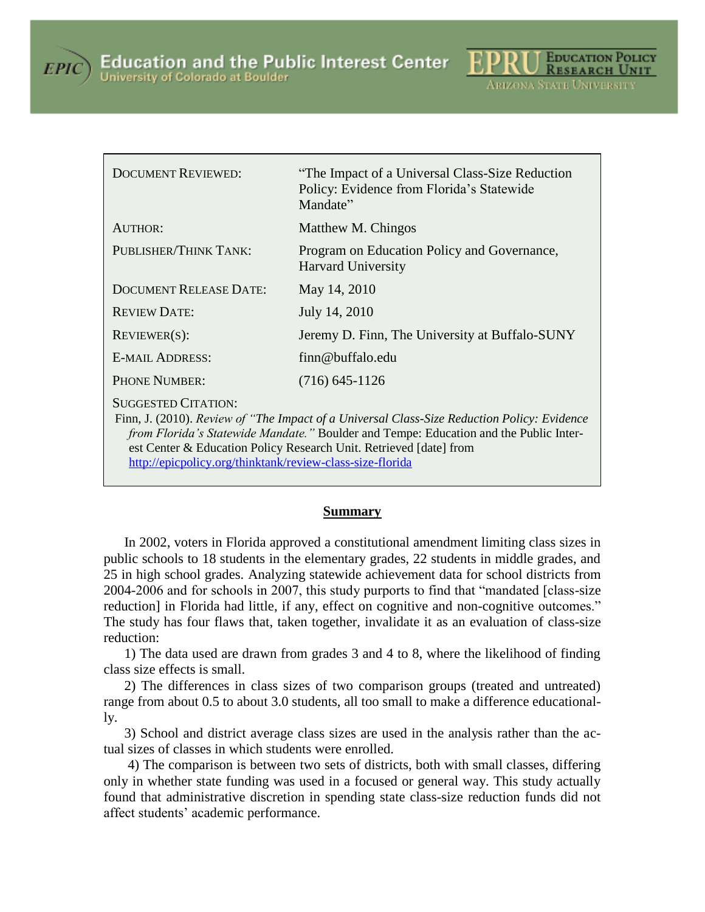Education and the Public Interest Center
University of Colorado at Boulder

EPRU Education Policy Research Unit
Arizona State University

| | |
|---|---|
| DOCUMENT REVIEWED: | "The Impact of a Universal Class-Size Reduction Policy: Evidence from Florida's Statewide Mandate" |
| AUTHOR: | Matthew M. Chingos |
| PUBLISHER/THINK TANK: | Program on Education Policy and Governance, Harvard University |
| DOCUMENT RELEASE DATE: | May 14, 2010 |
| REVIEW DATE: | July 14, 2010 |
| REVIEWER(S): | Jeremy D. Finn, The University at Buffalo-SUNY |
| E-MAIL ADDRESS: | finn@buffalo.edu |
| PHONE NUMBER: | (716) 645-1126 |

SUGGESTED CITATION:

Finn, J. (2010). *Review of "The Impact of a Universal Class-Size Reduction Policy: Evidence from Florida's Statewide Mandate."* Boulder and Tempe: Education and the Public Interest Center & Education Policy Research Unit. Retrieved [date] from http://epicpolicy.org/thinktank/review-class-size-florida

## Summary

In 2002, voters in Florida approved a constitutional amendment limiting class sizes in public schools to 18 students in the elementary grades, 22 students in middle grades, and 25 in high school grades. Analyzing statewide achievement data for school districts from 2004-2006 and for schools in 2007, this study purports to find that "mandated [class-size reduction] in Florida had little, if any, effect on cognitive and non-cognitive outcomes." The study has four flaws that, taken together, invalidate it as an evaluation of class-size reduction:

1) The data used are drawn from grades 3 and 4 to 8, where the likelihood of finding class size effects is small.

2) The differences in class sizes of two comparison groups (treated and untreated) range from about 0.5 to about 3.0 students, all too small to make a difference educationally.

3) School and district average class sizes are used in the analysis rather than the actual sizes of classes in which students were enrolled.

4) The comparison is between two sets of districts, both with small classes, differing only in whether state funding was used in a focused or general way. This study actually found that administrative discretion in spending state class-size reduction funds did not affect students' academic performance.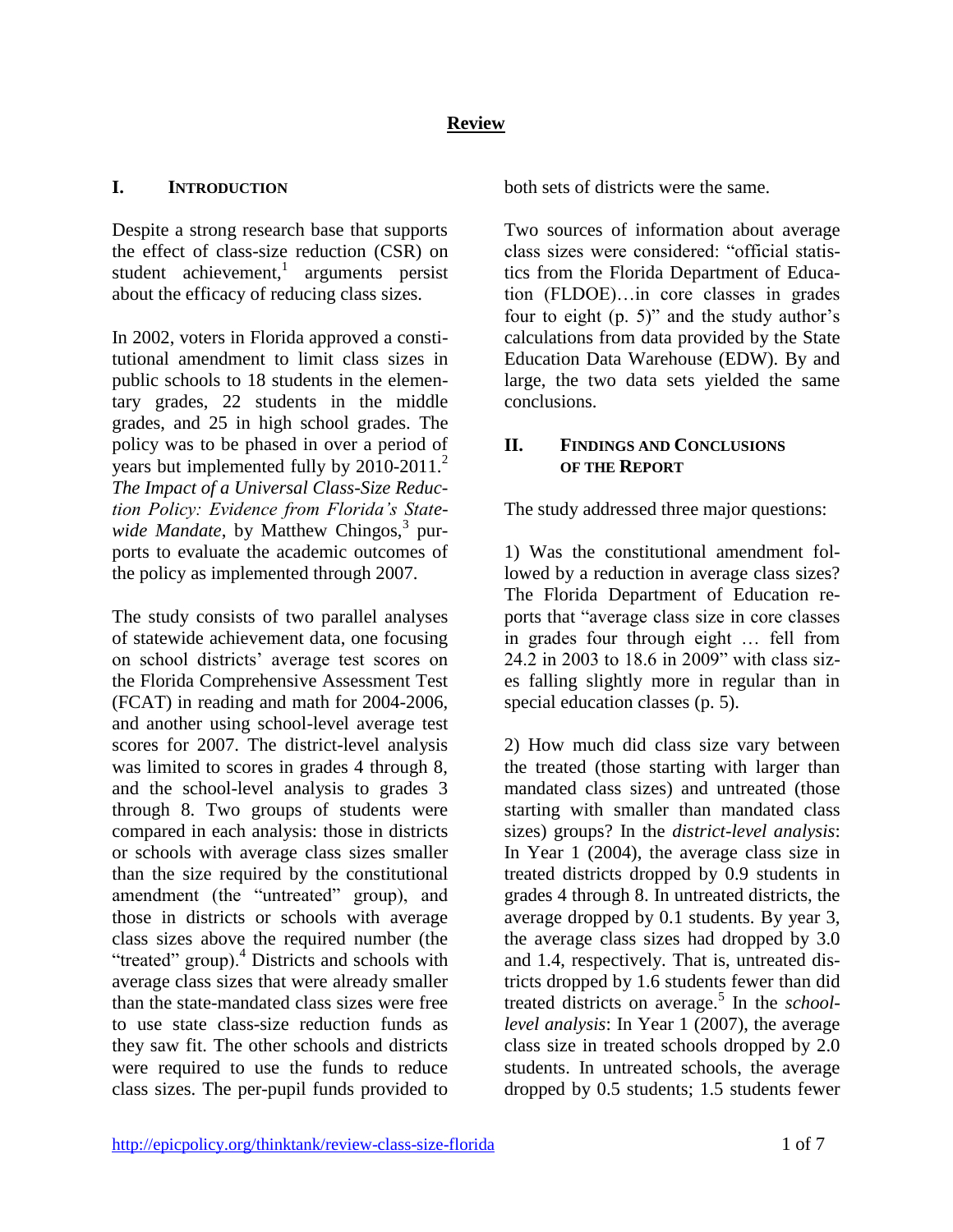## Review

### I. Introduction

Despite a strong research base that supports the effect of class-size reduction (CSR) on student achievement,[1] arguments persist about the efficacy of reducing class sizes.

In 2002, voters in Florida approved a constitutional amendment to limit class sizes in public schools to 18 students in the elementary grades, 22 students in the middle grades, and 25 in high school grades. The policy was to be phased in over a period of years but implemented fully by 2010-2011.[2] *The Impact of a Universal Class-Size Reduction Policy: Evidence from Florida's Statewide Mandate*, by Matthew Chingos,[3] purports to evaluate the academic outcomes of the policy as implemented through 2007.

The study consists of two parallel analyses of statewide achievement data, one focusing on school districts' average test scores on the Florida Comprehensive Assessment Test (FCAT) in reading and math for 2004-2006, and another using school-level average test scores for 2007. The district-level analysis was limited to scores in grades 4 through 8, and the school-level analysis to grades 3 through 8. Two groups of students were compared in each analysis: those in districts or schools with average class sizes smaller than the size required by the constitutional amendment (the "untreated" group), and those in districts or schools with average class sizes above the required number (the "treated" group).[4] Districts and schools with average class sizes that were already smaller than the state-mandated class sizes were free to use state class-size reduction funds as they saw fit. The other schools and districts were required to use the funds to reduce class sizes. The per-pupil funds provided to both sets of districts were the same.

Two sources of information about average class sizes were considered: "official statistics from the Florida Department of Education (FLDOE)…in core classes in grades four to eight (p. 5)" and the study author's calculations from data provided by the State Education Data Warehouse (EDW). By and large, the two data sets yielded the same conclusions.

### II. Findings and Conclusions of the Report

The study addressed three major questions:

1) Was the constitutional amendment followed by a reduction in average class sizes? The Florida Department of Education reports that "average class size in core classes in grades four through eight … fell from 24.2 in 2003 to 18.6 in 2009" with class sizes falling slightly more in regular than in special education classes (p. 5).

2) How much did class size vary between the treated (those starting with larger than mandated class sizes) and untreated (those starting with smaller than mandated class sizes) groups? In the *district-level analysis*: In Year 1 (2004), the average class size in treated districts dropped by 0.9 students in grades 4 through 8. In untreated districts, the average dropped by 0.1 students. By year 3, the average class sizes had dropped by 3.0 and 1.4, respectively. That is, untreated districts dropped by 1.6 students fewer than did treated districts on average.[5] In the *school-level analysis*: In Year 1 (2007), the average class size in treated schools dropped by 2.0 students. In untreated schools, the average dropped by 0.5 students; 1.5 students fewer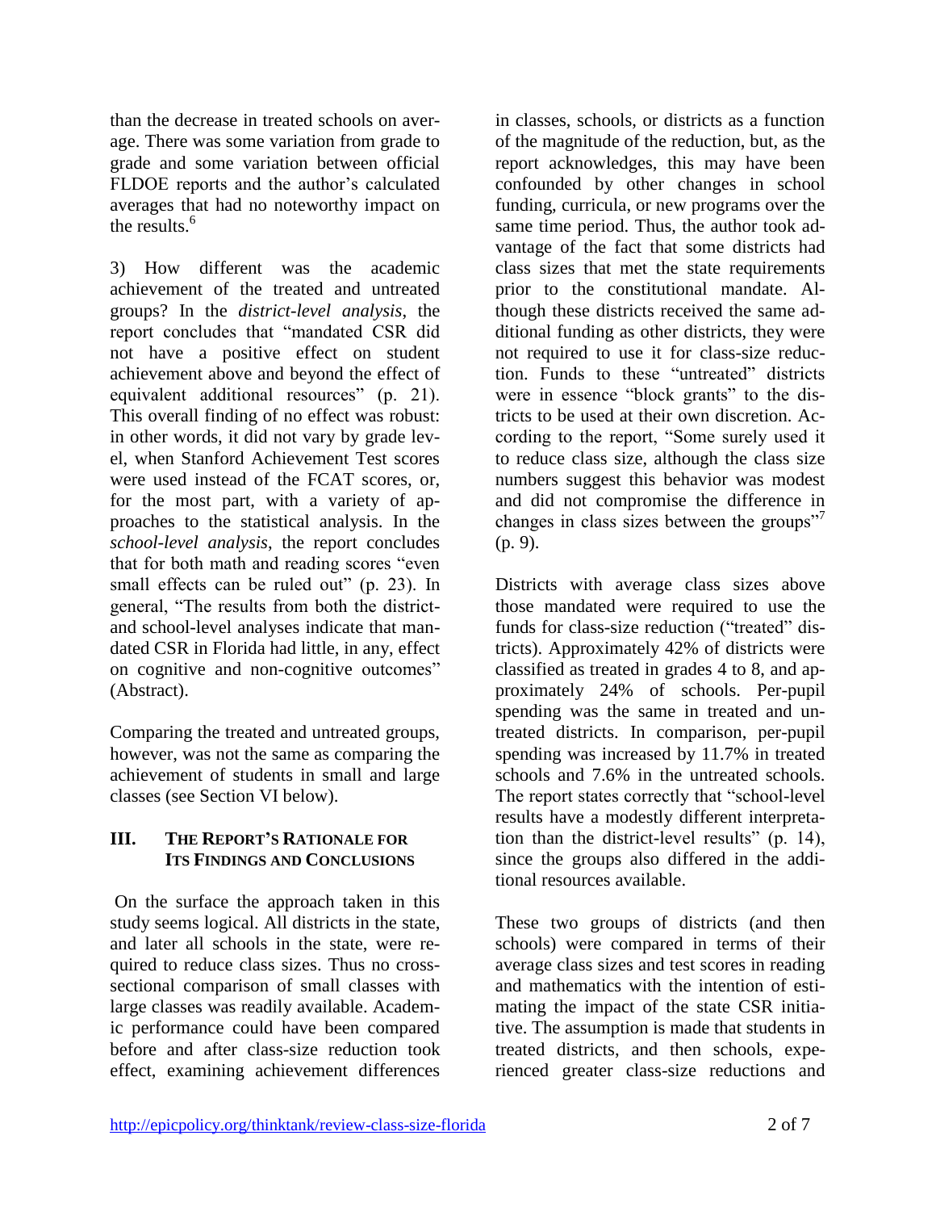than the decrease in treated schools on average. There was some variation from grade to grade and some variation between official FLDOE reports and the author's calculated averages that had no noteworthy impact on the results.[6]

3) How different was the academic achievement of the treated and untreated groups? In the *district-level analysis*, the report concludes that "mandated CSR did not have a positive effect on student achievement above and beyond the effect of equivalent additional resources" (p. 21). This overall finding of no effect was robust: in other words, it did not vary by grade level, when Stanford Achievement Test scores were used instead of the FCAT scores, or, for the most part, with a variety of approaches to the statistical analysis. In the *school-level analysis*, the report concludes that for both math and reading scores "even small effects can be ruled out" (p. 23). In general, "The results from both the district- and school-level analyses indicate that mandated CSR in Florida had little, in any, effect on cognitive and non-cognitive outcomes" (Abstract).

Comparing the treated and untreated groups, however, was not the same as comparing the achievement of students in small and large classes (see Section VI below).

## III. The Report's Rationale for Its Findings and Conclusions

On the surface the approach taken in this study seems logical. All districts in the state, and later all schools in the state, were required to reduce class sizes. Thus no cross-sectional comparison of small classes with large classes was readily available. Academic performance could have been compared before and after class-size reduction took effect, examining achievement differences in classes, schools, or districts as a function of the magnitude of the reduction, but, as the report acknowledges, this may have been confounded by other changes in school funding, curricula, or new programs over the same time period. Thus, the author took advantage of the fact that some districts had class sizes that met the state requirements prior to the constitutional mandate. Although these districts received the same additional funding as other districts, they were not required to use it for class-size reduction. Funds to these "untreated" districts were in essence "block grants" to the districts to be used at their own discretion. According to the report, "Some surely used it to reduce class size, although the class size numbers suggest this behavior was modest and did not compromise the difference in changes in class sizes between the groups"[7] (p. 9).

Districts with average class sizes above those mandated were required to use the funds for class-size reduction ("treated" districts). Approximately 42% of districts were classified as treated in grades 4 to 8, and approximately 24% of schools. Per-pupil spending was the same in treated and untreated districts. In comparison, per-pupil spending was increased by 11.7% in treated schools and 7.6% in the untreated schools. The report states correctly that "school-level results have a modestly different interpretation than the district-level results" (p. 14), since the groups also differed in the additional resources available.

These two groups of districts (and then schools) were compared in terms of their average class sizes and test scores in reading and mathematics with the intention of estimating the impact of the state CSR initiative. The assumption is made that students in treated districts, and then schools, experienced greater class-size reductions and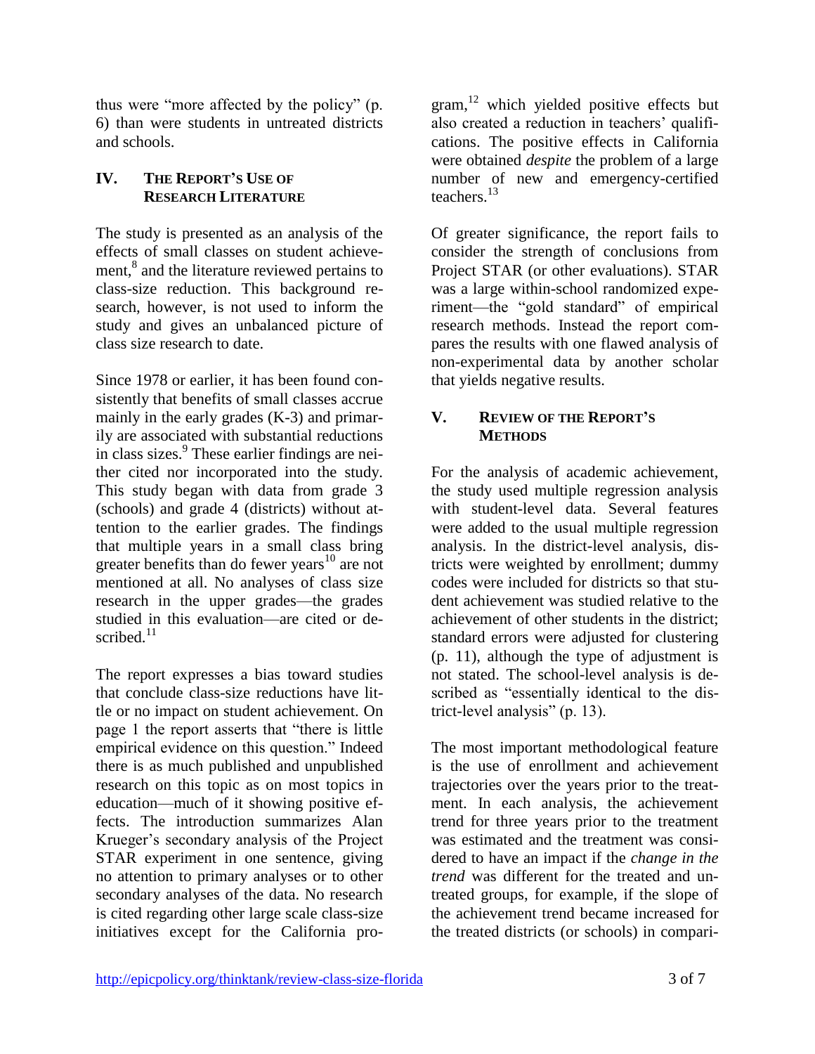thus were "more affected by the policy" (p. 6) than were students in untreated districts and schools.

## IV. The Report's Use of Research Literature

The study is presented as an analysis of the effects of small classes on student achievement,[8] and the literature reviewed pertains to class-size reduction. This background research, however, is not used to inform the study and gives an unbalanced picture of class size research to date.

Since 1978 or earlier, it has been found consistently that benefits of small classes accrue mainly in the early grades (K-3) and primarily are associated with substantial reductions in class sizes.[9] These earlier findings are neither cited nor incorporated into the study. This study began with data from grade 3 (schools) and grade 4 (districts) without attention to the earlier grades. The findings that multiple years in a small class bring greater benefits than do fewer years[10] are not mentioned at all. No analyses of class size research in the upper grades—the grades studied in this evaluation—are cited or described.[11]

The report expresses a bias toward studies that conclude class-size reductions have little or no impact on student achievement. On page 1 the report asserts that "there is little empirical evidence on this question." Indeed there is as much published and unpublished research on this topic as on most topics in education—much of it showing positive effects. The introduction summarizes Alan Krueger's secondary analysis of the Project STAR experiment in one sentence, giving no attention to primary analyses or to other secondary analyses of the data. No research is cited regarding other large scale class-size initiatives except for the California program,[12] which yielded positive effects but also created a reduction in teachers' qualifications. The positive effects in California were obtained *despite* the problem of a large number of new and emergency-certified teachers.[13]

Of greater significance, the report fails to consider the strength of conclusions from Project STAR (or other evaluations). STAR was a large within-school randomized experiment—the "gold standard" of empirical research methods. Instead the report compares the results with one flawed analysis of non-experimental data by another scholar that yields negative results.

## V. Review of the Report's Methods

For the analysis of academic achievement, the study used multiple regression analysis with student-level data. Several features were added to the usual multiple regression analysis. In the district-level analysis, districts were weighted by enrollment; dummy codes were included for districts so that student achievement was studied relative to the achievement of other students in the district; standard errors were adjusted for clustering (p. 11), although the type of adjustment is not stated. The school-level analysis is described as "essentially identical to the district-level analysis" (p. 13).

The most important methodological feature is the use of enrollment and achievement trajectories over the years prior to the treatment. In each analysis, the achievement trend for three years prior to the treatment was estimated and the treatment was considered to have an impact if the *change in the trend* was different for the treated and untreated groups, for example, if the slope of the achievement trend became increased for the treated districts (or schools) in compari-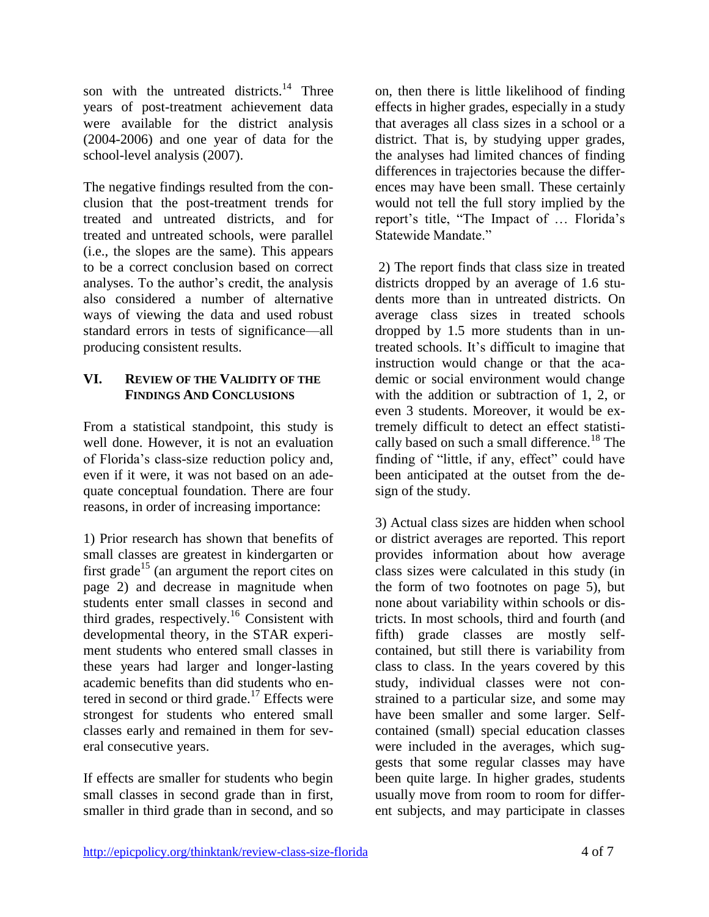son with the untreated districts.[14] Three years of post-treatment achievement data were available for the district analysis (2004-2006) and one year of data for the school-level analysis (2007).

The negative findings resulted from the conclusion that the post-treatment trends for treated and untreated districts, and for treated and untreated schools, were parallel (i.e., the slopes are the same). This appears to be a correct conclusion based on correct analyses. To the author's credit, the analysis also considered a number of alternative ways of viewing the data and used robust standard errors in tests of significance—all producing consistent results.

## VI. Review of the Validity of the Findings and Conclusions

From a statistical standpoint, this study is well done. However, it is not an evaluation of Florida's class-size reduction policy and, even if it were, it was not based on an adequate conceptual foundation. There are four reasons, in order of increasing importance:

1) Prior research has shown that benefits of small classes are greatest in kindergarten or first grade[15] (an argument the report cites on page 2) and decrease in magnitude when students enter small classes in second and third grades, respectively.[16] Consistent with developmental theory, in the STAR experiment students who entered small classes in these years had larger and longer-lasting academic benefits than did students who entered in second or third grade.[17] Effects were strongest for students who entered small classes early and remained in them for several consecutive years.

If effects are smaller for students who begin small classes in second grade than in first, smaller in third grade than in second, and so on, then there is little likelihood of finding effects in higher grades, especially in a study that averages all class sizes in a school or a district. That is, by studying upper grades, the analyses had limited chances of finding differences in trajectories because the differences may have been small. These certainly would not tell the full story implied by the report's title, "The Impact of … Florida's Statewide Mandate."

2) The report finds that class size in treated districts dropped by an average of 1.6 students more than in untreated districts. On average class sizes in treated schools dropped by 1.5 more students than in untreated schools. It's difficult to imagine that instruction would change or that the academic or social environment would change with the addition or subtraction of 1, 2, or even 3 students. Moreover, it would be extremely difficult to detect an effect statistically based on such a small difference.[18] The finding of "little, if any, effect" could have been anticipated at the outset from the design of the study.

3) Actual class sizes are hidden when school or district averages are reported. This report provides information about how average class sizes were calculated in this study (in the form of two footnotes on page 5), but none about variability within schools or districts. In most schools, third and fourth (and fifth) grade classes are mostly self-contained, but still there is variability from class to class. In the years covered by this study, individual classes were not constrained to a particular size, and some may have been smaller and some larger. Self-contained (small) special education classes were included in the averages, which suggests that some regular classes may have been quite large. In higher grades, students usually move from room to room for different subjects, and may participate in classes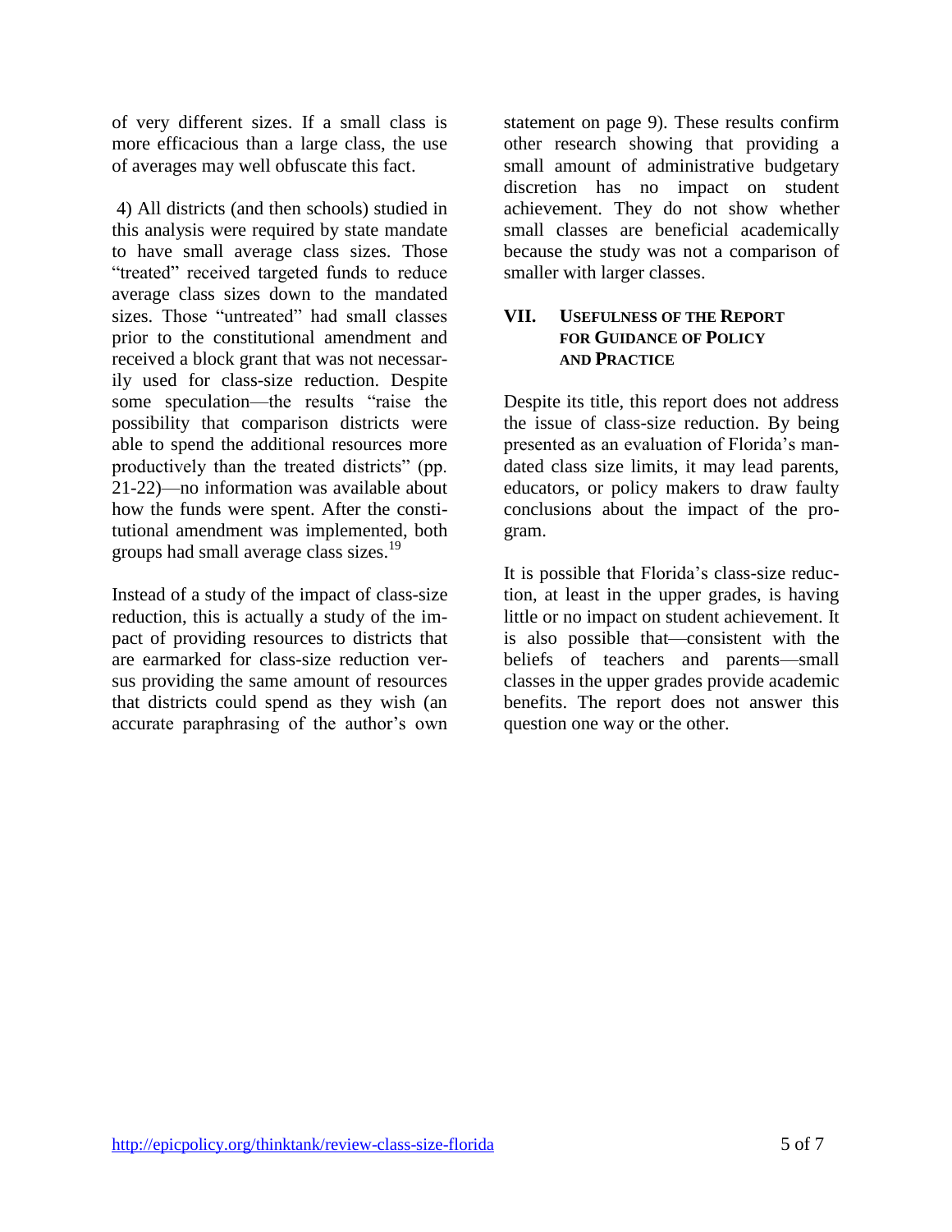of very different sizes. If a small class is more efficacious than a large class, the use of averages may well obfuscate this fact.

4) All districts (and then schools) studied in this analysis were required by state mandate to have small average class sizes. Those "treated" received targeted funds to reduce average class sizes down to the mandated sizes. Those "untreated" had small classes prior to the constitutional amendment and received a block grant that was not necessarily used for class-size reduction. Despite some speculation—the results "raise the possibility that comparison districts were able to spend the additional resources more productively than the treated districts" (pp. 21-22)—no information was available about how the funds were spent. After the constitutional amendment was implemented, both groups had small average class sizes.[19]

Instead of a study of the impact of class-size reduction, this is actually a study of the impact of providing resources to districts that are earmarked for class-size reduction versus providing the same amount of resources that districts could spend as they wish (an accurate paraphrasing of the author's own statement on page 9). These results confirm other research showing that providing a small amount of administrative budgetary discretion has no impact on student achievement. They do not show whether small classes are beneficial academically because the study was not a comparison of smaller with larger classes.

## VII. Usefulness of the Report for Guidance of Policy and Practice

Despite its title, this report does not address the issue of class-size reduction. By being presented as an evaluation of Florida's mandated class size limits, it may lead parents, educators, or policy makers to draw faulty conclusions about the impact of the program.

It is possible that Florida's class-size reduction, at least in the upper grades, is having little or no impact on student achievement. It is also possible that—consistent with the beliefs of teachers and parents—small classes in the upper grades provide academic benefits. The report does not answer this question one way or the other.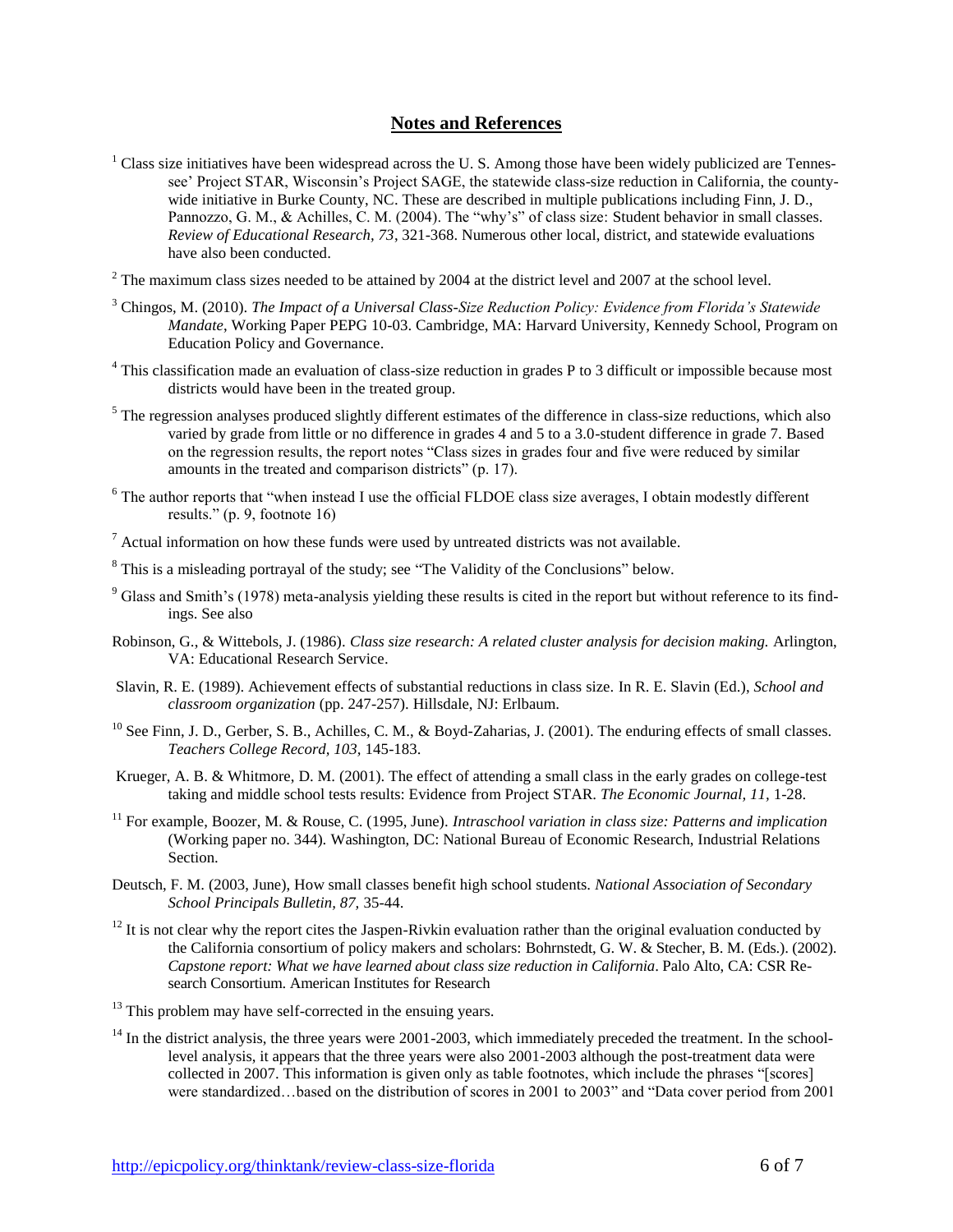## Notes and References

[1] Class size initiatives have been widespread across the U. S. Among those have been widely publicized are Tennessee' Project STAR, Wisconsin's Project SAGE, the statewide class-size reduction in California, the countywide initiative in Burke County, NC. These are described in multiple publications including Finn, J. D., Pannozzo, G. M., & Achilles, C. M. (2004). The "why's" of class size: Student behavior in small classes. *Review of Educational Research, 73*, 321-368. Numerous other local, district, and statewide evaluations have also been conducted.

[2] The maximum class sizes needed to be attained by 2004 at the district level and 2007 at the school level.

[3] Chingos, M. (2010). *The Impact of a Universal Class-Size Reduction Policy: Evidence from Florida's Statewide Mandate*, Working Paper PEPG 10-03. Cambridge, MA: Harvard University, Kennedy School, Program on Education Policy and Governance.

[4] This classification made an evaluation of class-size reduction in grades P to 3 difficult or impossible because most districts would have been in the treated group.

[5] The regression analyses produced slightly different estimates of the difference in class-size reductions, which also varied by grade from little or no difference in grades 4 and 5 to a 3.0-student difference in grade 7. Based on the regression results, the report notes "Class sizes in grades four and five were reduced by similar amounts in the treated and comparison districts" (p. 17).

[6] The author reports that "when instead I use the official FLDOE class size averages, I obtain modestly different results." (p. 9, footnote 16)

[7] Actual information on how these funds were used by untreated districts was not available.

[8] This is a misleading portrayal of the study; see "The Validity of the Conclusions" below.

[9] Glass and Smith's (1978) meta-analysis yielding these results is cited in the report but without reference to its findings. See also

Robinson, G., & Wittebols, J. (1986). *Class size research: A related cluster analysis for decision making.* Arlington, VA: Educational Research Service.

Slavin, R. E. (1989). Achievement effects of substantial reductions in class size. In R. E. Slavin (Ed.), *School and classroom organization* (pp. 247-257). Hillsdale, NJ: Erlbaum.

[10] See Finn, J. D., Gerber, S. B., Achilles, C. M., & Boyd-Zaharias, J. (2001). The enduring effects of small classes. *Teachers College Record, 103*, 145-183.

Krueger, A. B. & Whitmore, D. M. (2001). The effect of attending a small class in the early grades on college-test taking and middle school tests results: Evidence from Project STAR. *The Economic Journal, 11*, 1-28.

[11] For example, Boozer, M. & Rouse, C. (1995, June). *Intraschool variation in class size: Patterns and implication* (Working paper no. 344). Washington, DC: National Bureau of Economic Research, Industrial Relations Section.

Deutsch, F. M. (2003, June), How small classes benefit high school students. *National Association of Secondary School Principals Bulletin, 87*, 35-44.

[12] It is not clear why the report cites the Jaspen-Rivkin evaluation rather than the original evaluation conducted by the California consortium of policy makers and scholars: Bohrnstedt, G. W. & Stecher, B. M. (Eds.). (2002). *Capstone report: What we have learned about class size reduction in California*. Palo Alto, CA: CSR Research Consortium. American Institutes for Research

[13] This problem may have self-corrected in the ensuing years.

[14] In the district analysis, the three years were 2001-2003, which immediately preceded the treatment. In the school-level analysis, it appears that the three years were also 2001-2003 although the post-treatment data were collected in 2007. This information is given only as table footnotes, which include the phrases "[scores] were standardized…based on the distribution of scores in 2001 to 2003" and "Data cover period from 2001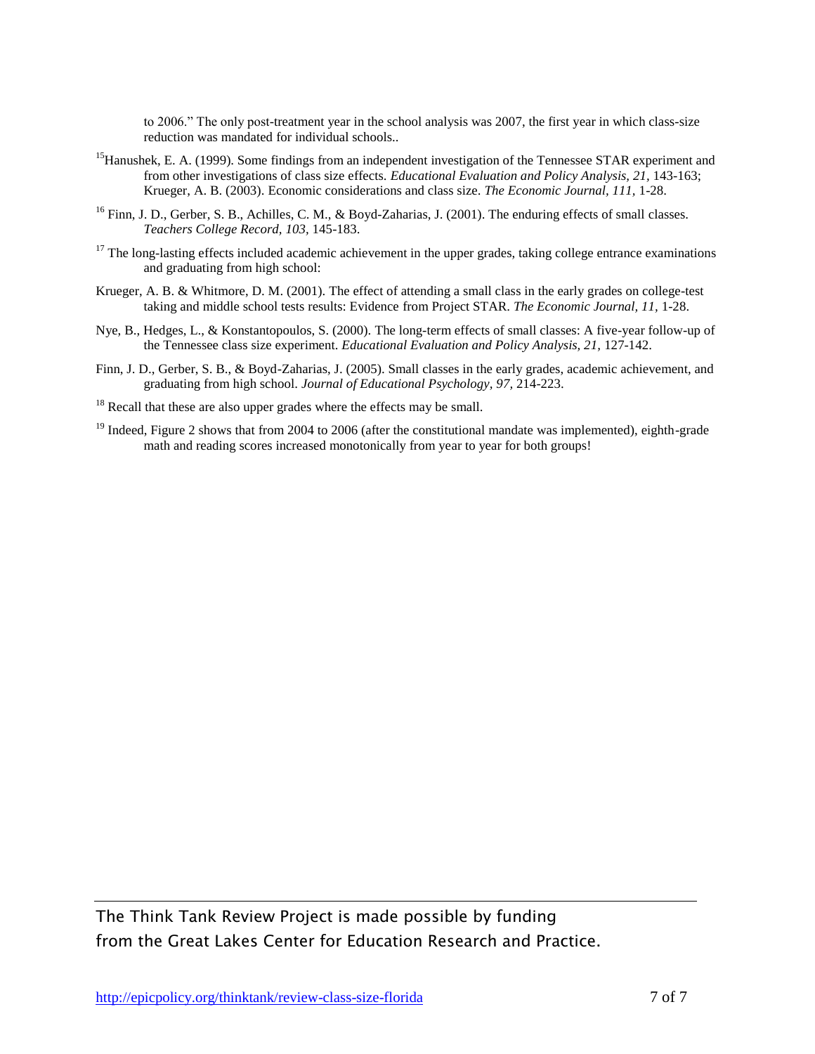to 2006." The only post-treatment year in the school analysis was 2007, the first year in which class-size reduction was mandated for individual schools..

[15]Hanushek, E. A. (1999). Some findings from an independent investigation of the Tennessee STAR experiment and from other investigations of class size effects. *Educational Evaluation and Policy Analysis, 21*, 143-163; Krueger, A. B. (2003). Economic considerations and class size. *The Economic Journal, 111,* 1-28.

[16] Finn, J. D., Gerber, S. B., Achilles, C. M., & Boyd-Zaharias, J. (2001). The enduring effects of small classes. *Teachers College Record, 103,* 145-183.

[17] The long-lasting effects included academic achievement in the upper grades, taking college entrance examinations and graduating from high school:

Krueger, A. B. & Whitmore, D. M. (2001). The effect of attending a small class in the early grades on college-test taking and middle school tests results: Evidence from Project STAR. *The Economic Journal, 11,* 1-28.

Nye, B., Hedges, L., & Konstantopoulos, S. (2000). The long-term effects of small classes: A five-year follow-up of the Tennessee class size experiment. *Educational Evaluation and Policy Analysis, 21,* 127-142.

Finn, J. D., Gerber, S. B., & Boyd-Zaharias, J. (2005). Small classes in the early grades, academic achievement, and graduating from high school. *Journal of Educational Psychology, 97,* 214-223.

[18] Recall that these are also upper grades where the effects may be small.

[19] Indeed, Figure 2 shows that from 2004 to 2006 (after the constitutional mandate was implemented), eighth-grade math and reading scores increased monotonically from year to year for both groups!

The Think Tank Review Project is made possible by funding from the Great Lakes Center for Education Research and Practice.

http://epicpolicy.org/thinktank/review-class-size-florida